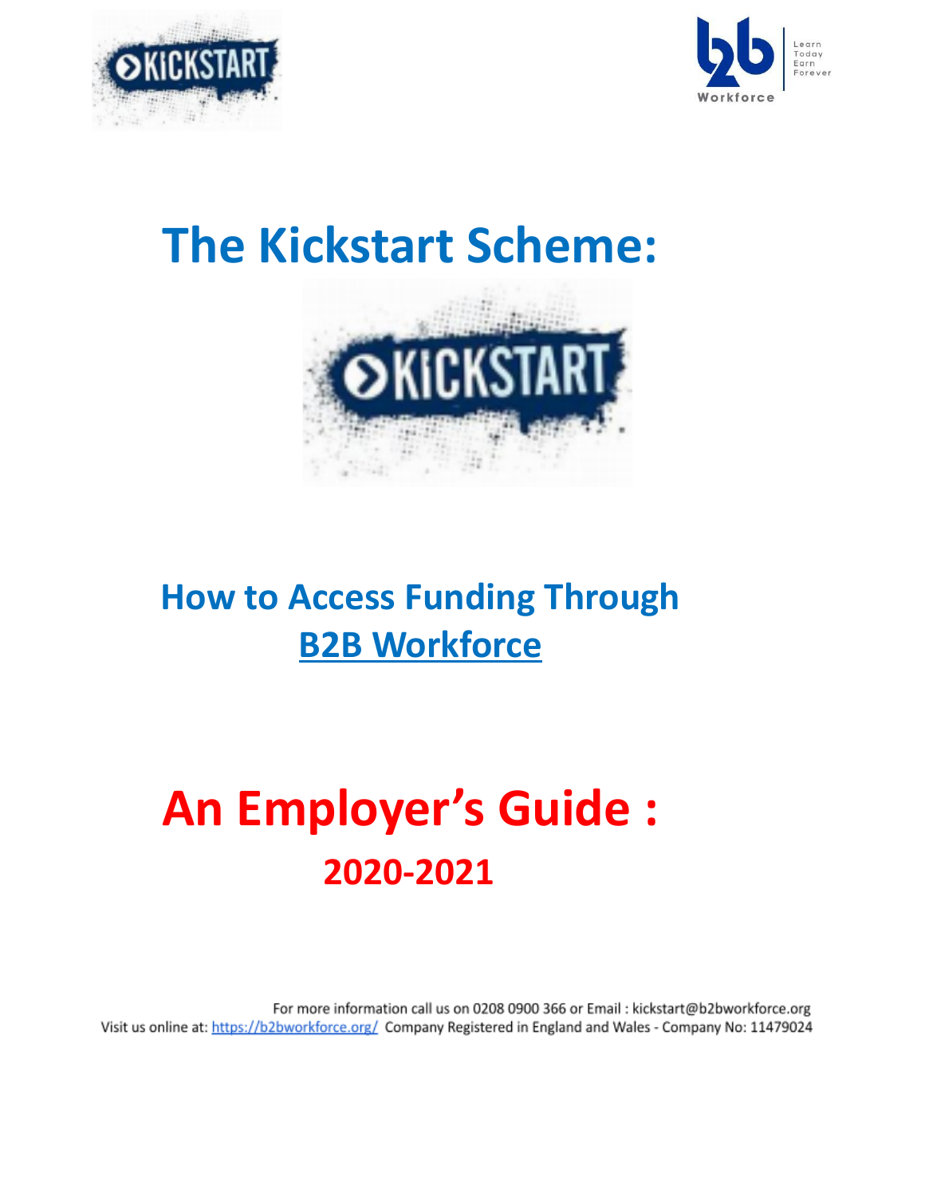# The Kickstart Scheme:

## How to Access Funding Through [B2B Workforce](https://b2bworkforce.org/)

# An Employer's Guide :

## 2020-2021

For more information call us on 0208 0900 366 or Email : kickstart@b2bworkforce.org

Visit us online at: https://b2bworkforce.org/ Company Registered in England and Wales - Company No: 11479024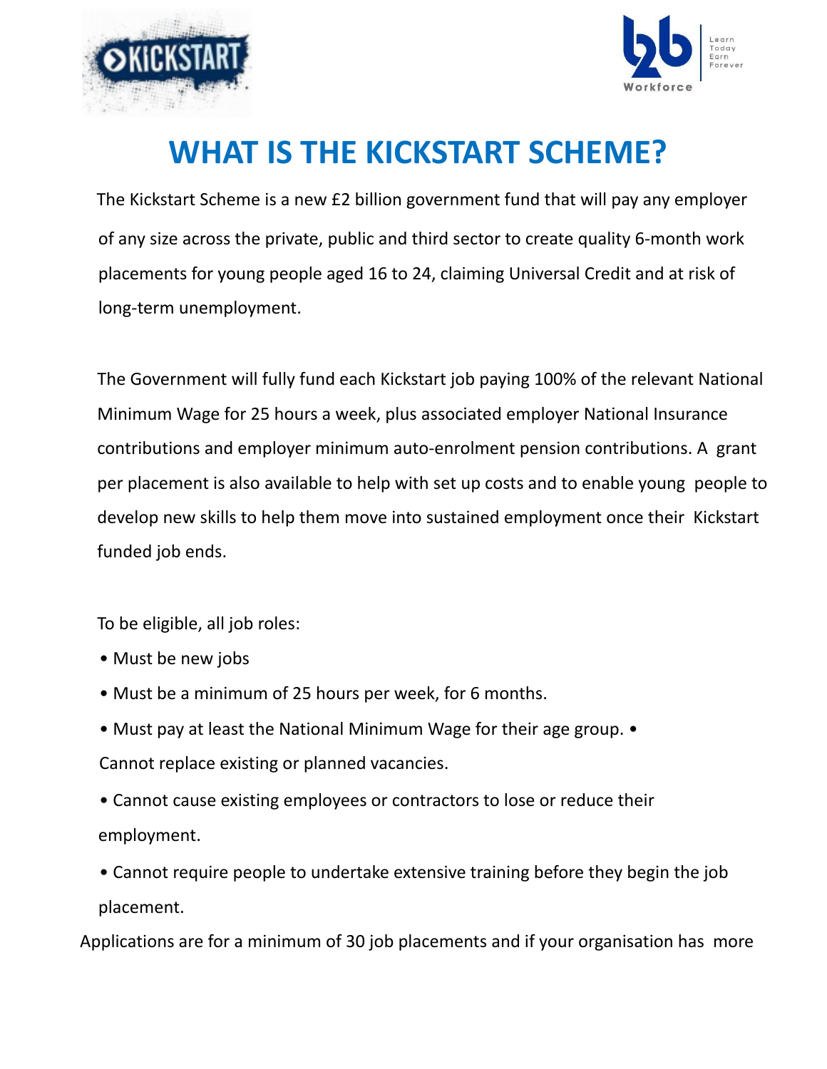# WHAT IS THE KICKSTART SCHEME?

The Kickstart Scheme is a new £2 billion government fund that will pay any employer of any size across the private, public and third sector to create quality 6-month work placements for young people aged 16 to 24, claiming Universal Credit and at risk of long-term unemployment.

The Government will fully fund each Kickstart job paying 100% of the relevant National Minimum Wage for 25 hours a week, plus associated employer National Insurance contributions and employer minimum auto-enrolment pension contributions. A grant per placement is also available to help with set up costs and to enable young people to develop new skills to help them move into sustained employment once their Kickstart funded job ends.

To be eligible, all job roles:

- Must be new jobs
- Must be a minimum of 25 hours per week, for 6 months.
- Must pay at least the National Minimum Wage for their age group.
- Cannot replace existing or planned vacancies.
- Cannot cause existing employees or contractors to lose or reduce their employment.
- Cannot require people to undertake extensive training before they begin the job placement.

Applications are for a minimum of 30 job placements and if your organisation has more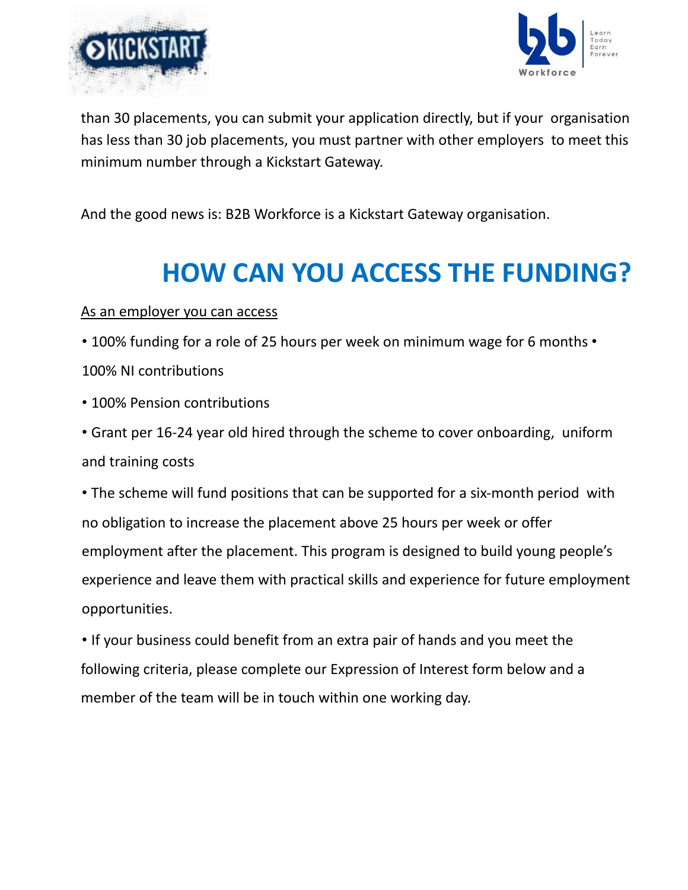than 30 placements, you can submit your application directly, but if your organisation has less than 30 job placements, you must partner with other employers to meet this minimum number through a Kickstart Gateway.

And the good news is: B2B Workforce is a Kickstart Gateway organisation.

# HOW CAN YOU ACCESS THE FUNDING?

As an employer you can access

- 100% funding for a role of 25 hours per week on minimum wage for 6 months
- 100% NI contributions
- 100% Pension contributions
- Grant per 16-24 year old hired through the scheme to cover onboarding, uniform and training costs
- The scheme will fund positions that can be supported for a six-month period with no obligation to increase the placement above 25 hours per week or offer employment after the placement. This program is designed to build young people's experience and leave them with practical skills and experience for future employment opportunities.
- If your business could benefit from an extra pair of hands and you meet the following criteria, please complete our Expression of Interest form below and a member of the team will be in touch within one working day.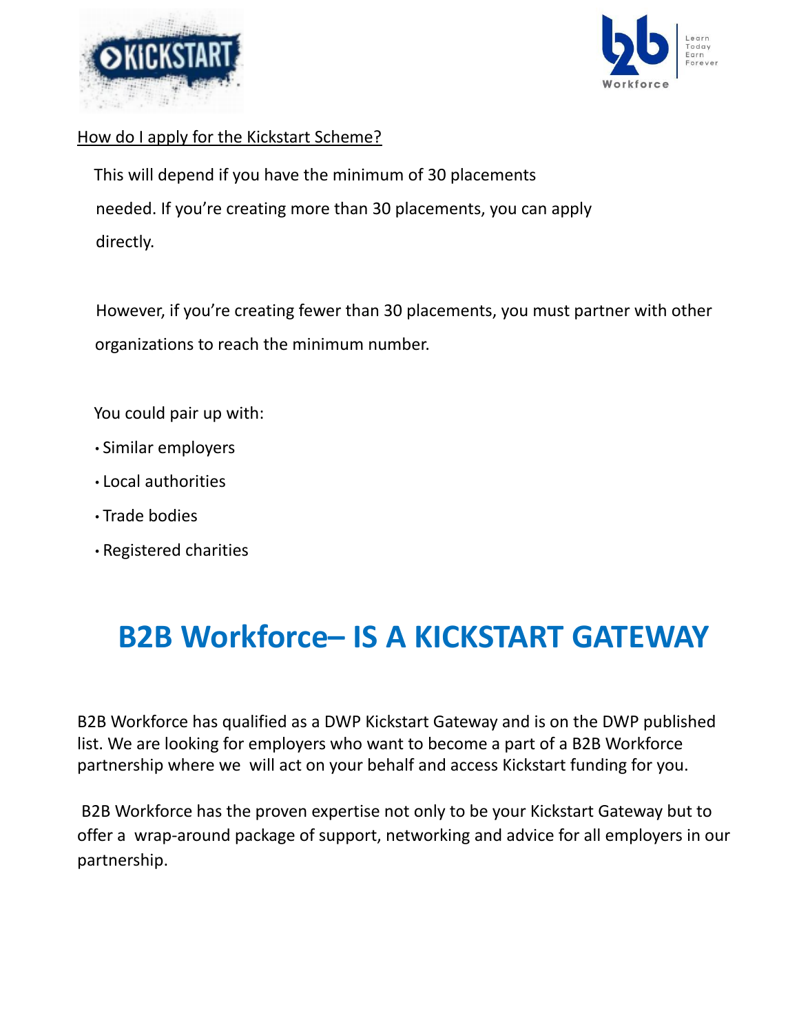How do I apply for the Kickstart Scheme?

This will depend if you have the minimum of 30 placements needed. If you're creating more than 30 placements, you can apply directly.

However, if you're creating fewer than 30 placements, you must partner with other organizations to reach the minimum number.

You could pair up with:

- Similar employers
- Local authorities
- Trade bodies
- Registered charities

# B2B Workforce– IS A KICKSTART GATEWAY

B2B Workforce has qualified as a DWP Kickstart Gateway and is on the DWP published list. We are looking for employers who want to become a part of a B2B Workforce partnership where we will act on your behalf and access Kickstart funding for you.

B2B Workforce has the proven expertise not only to be your Kickstart Gateway but to offer a wrap-around package of support, networking and advice for all employers in our partnership.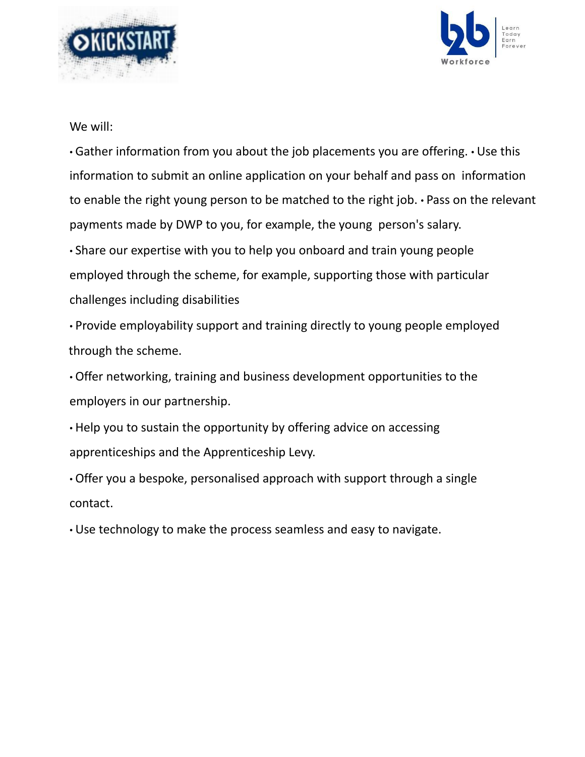We will:

- Gather information from you about the job placements you are offering.
- Use this information to submit an online application on your behalf and pass on information to enable the right young person to be matched to the right job.
- Pass on the relevant payments made by DWP to you, for example, the young person's salary.
- Share our expertise with you to help you onboard and train young people employed through the scheme, for example, supporting those with particular challenges including disabilities
- Provide employability support and training directly to young people employed through the scheme.
- Offer networking, training and business development opportunities to the employers in our partnership.
- Help you to sustain the opportunity by offering advice on accessing apprenticeships and the Apprenticeship Levy.
- Offer you a bespoke, personalised approach with support through a single contact.
- Use technology to make the process seamless and easy to navigate.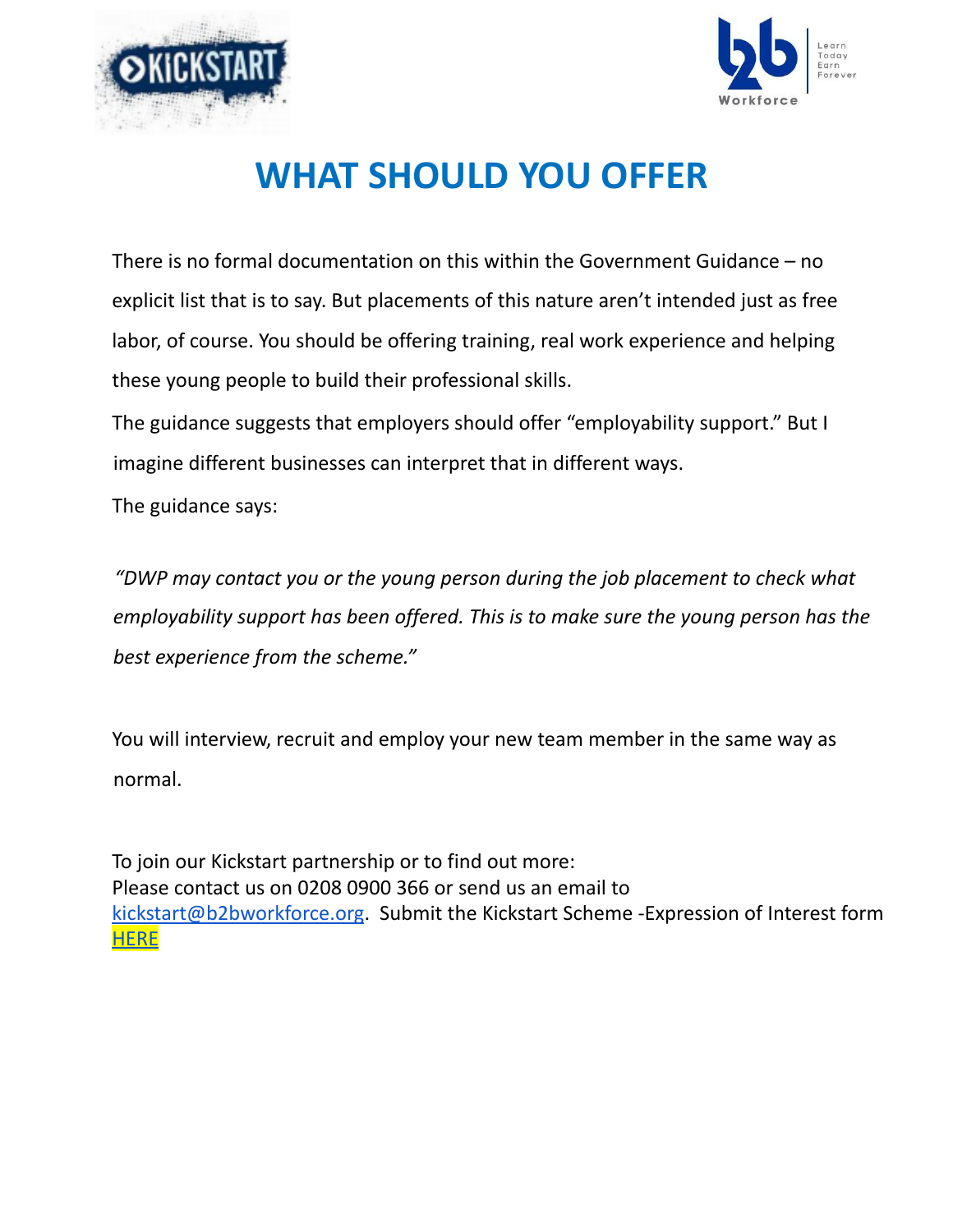# WHAT SHOULD YOU OFFER

There is no formal documentation on this within the Government Guidance – no explicit list that is to say. But placements of this nature aren't intended just as free labor, of course. You should be offering training, real work experience and helping these young people to build their professional skills.

The guidance suggests that employers should offer "employability support." But I imagine different businesses can interpret that in different ways.

The guidance says:

*"DWP may contact you or the young person during the job placement to check what employability support has been offered. This is to make sure the young person has the best experience from the scheme."*

You will interview, recruit and employ your new team member in the same way as normal.

To join our Kickstart partnership or to find out more:
Please contact us on 0208 0900 366 or send us an email to kickstart@b2bworkforce.org. Submit the Kickstart Scheme -Expression of Interest form HERE